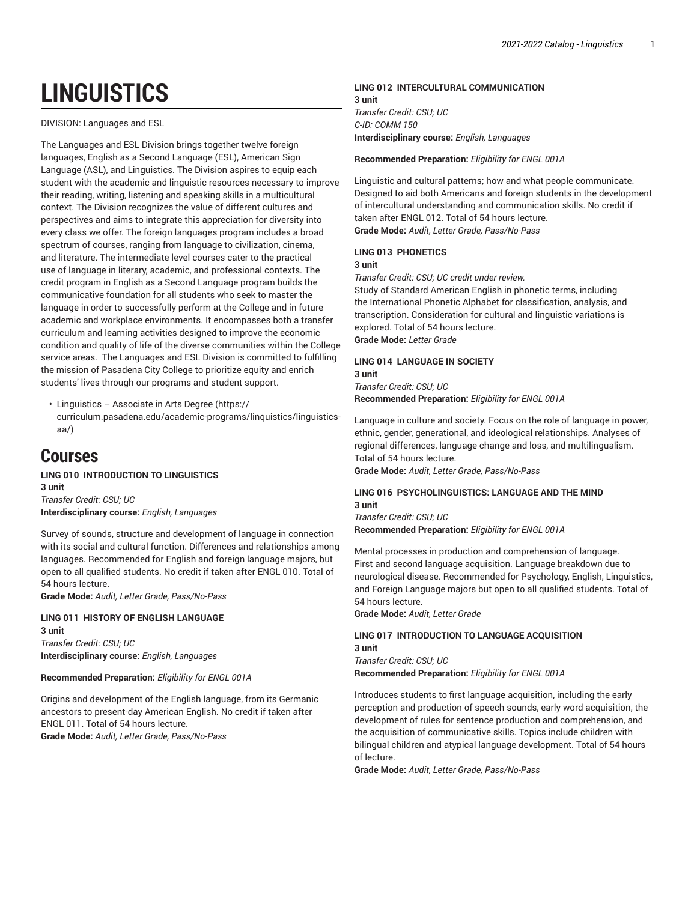# LINGUISTICS

DIVISION: Languages and ESL

The Languages and ESL Division brings together twelve foreign languages, English as a Second Language (ESL), American Sign Language (ASL), and Linguistics. The Division aspires to equip each student with the academic and linguistic resources necessary to improve their reading, writing, listening and speaking skills in a multicultural context. The Division recognizes the value of different cultures and perspectives and aims to integrate this appreciation for diversity into every class we offer. The foreign languages program includes a broad spectrum of courses, ranging from language to civilization, cinema, and literature. The intermediate level courses cater to the practical use of language in literary, academic, and professional contexts. The credit program in English as a Second Language program builds the communicative foundation for all students who seek to master the language in order to successfully perform at the College and in future academic and workplace environments. It encompasses both a transfer curriculum and learning activities designed to improve the economic condition and quality of life of the diverse communities within the College service areas. The Languages and ESL Division is committed to fulfilling the mission of Pasadena City College to prioritize equity and enrich students' lives through our programs and student support.

- Linguistics – Associate in Arts Degree (https://curriculum.pasadena.edu/academic-programs/linquistics/linguistics-aa/)

## Courses

**LING 010 INTRODUCTION TO LINGUISTICS**
**3 unit**
*Transfer Credit: CSU; UC*
**Interdisciplinary course:** *English, Languages*

Survey of sounds, structure and development of language in connection with its social and cultural function. Differences and relationships among languages. Recommended for English and foreign language majors, but open to all qualified students. No credit if taken after ENGL 010. Total of 54 hours lecture.
**Grade Mode:** *Audit, Letter Grade, Pass/No-Pass*

**LING 011 HISTORY OF ENGLISH LANGUAGE**
**3 unit**
*Transfer Credit: CSU; UC*
**Interdisciplinary course:** *English, Languages*

**Recommended Preparation:** *Eligibility for ENGL 001A*

Origins and development of the English language, from its Germanic ancestors to present-day American English. No credit if taken after ENGL 011. Total of 54 hours lecture.
**Grade Mode:** *Audit, Letter Grade, Pass/No-Pass*

**LING 012 INTERCULTURAL COMMUNICATION**
**3 unit**
*Transfer Credit: CSU; UC*
*C-ID: COMM 150*
**Interdisciplinary course:** *English, Languages*

**Recommended Preparation:** *Eligibility for ENGL 001A*

Linguistic and cultural patterns; how and what people communicate. Designed to aid both Americans and foreign students in the development of intercultural understanding and communication skills. No credit if taken after ENGL 012. Total of 54 hours lecture.
**Grade Mode:** *Audit, Letter Grade, Pass/No-Pass*

**LING 013 PHONETICS**
**3 unit**
*Transfer Credit: CSU; UC credit under review.*
Study of Standard American English in phonetic terms, including the International Phonetic Alphabet for classification, analysis, and transcription. Consideration for cultural and linguistic variations is explored. Total of 54 hours lecture.
**Grade Mode:** *Letter Grade*

**LING 014 LANGUAGE IN SOCIETY**
**3 unit**
*Transfer Credit: CSU; UC*
**Recommended Preparation:** *Eligibility for ENGL 001A*

Language in culture and society. Focus on the role of language in power, ethnic, gender, generational, and ideological relationships. Analyses of regional differences, language change and loss, and multilingualism. Total of 54 hours lecture.
**Grade Mode:** *Audit, Letter Grade, Pass/No-Pass*

**LING 016 PSYCHOLINGUISTICS: LANGUAGE AND THE MIND**
**3 unit**
*Transfer Credit: CSU; UC*
**Recommended Preparation:** *Eligibility for ENGL 001A*

Mental processes in production and comprehension of language. First and second language acquisition. Language breakdown due to neurological disease. Recommended for Psychology, English, Linguistics, and Foreign Language majors but open to all qualified students. Total of 54 hours lecture.
**Grade Mode:** *Audit, Letter Grade*

**LING 017 INTRODUCTION TO LANGUAGE ACQUISITION**
**3 unit**
*Transfer Credit: CSU; UC*
**Recommended Preparation:** *Eligibility for ENGL 001A*

Introduces students to first language acquisition, including the early perception and production of speech sounds, early word acquisition, the development of rules for sentence production and comprehension, and the acquisition of communicative skills. Topics include children with bilingual children and atypical language development. Total of 54 hours of lecture.
**Grade Mode:** *Audit, Letter Grade, Pass/No-Pass*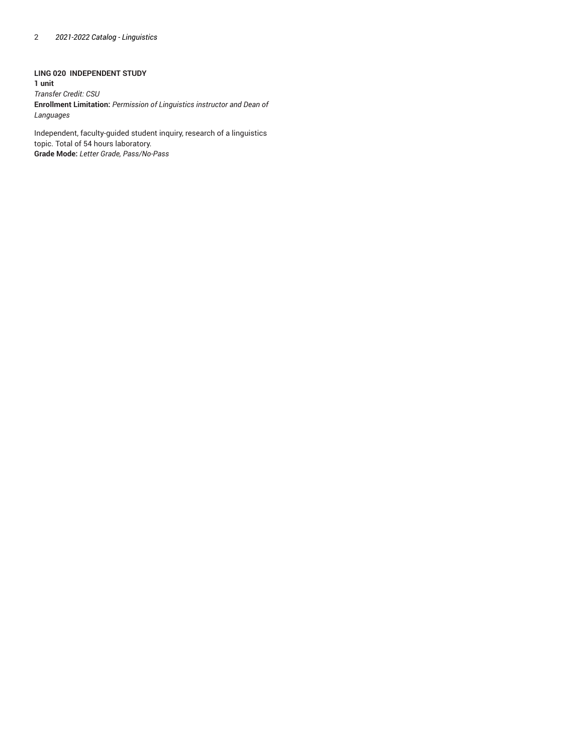**LING 020 INDEPENDENT STUDY**
**1 unit**
*Transfer Credit: CSU*
**Enrollment Limitation:** *Permission of Linguistics instructor and Dean of Languages*

Independent, faculty-guided student inquiry, research of a linguistics topic. Total of 54 hours laboratory.
**Grade Mode:** *Letter Grade, Pass/No-Pass*